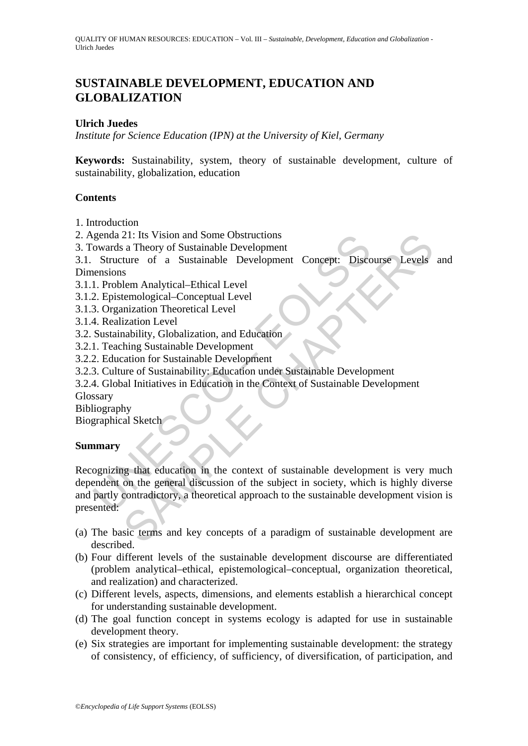# SUSTAINABLE DEVELOPMENT, EDUCATION AND GLOBALIZATION

**Ulrich Juedes**

*Institute for Science Education (IPN) at the University of Kiel, Germany*

**Keywords:** Sustainability, system, theory of sustainable development, culture of sustainability, globalization, education

## Contents

1. Introduction
2. Agenda 21: Its Vision and Some Obstructions
3. Towards a Theory of Sustainable Development
3.1. Structure of a Sustainable Development Concept: Discourse Levels and Dimensions
3.1.1. Problem Analytical–Ethical Level
3.1.2. Epistemological–Conceptual Level
3.1.3. Organization Theoretical Level
3.1.4. Realization Level
3.2. Sustainability, Globalization, and Education
3.2.1. Teaching Sustainable Development
3.2.2. Education for Sustainable Development
3.2.3. Culture of Sustainability: Education under Sustainable Development
3.2.4. Global Initiatives in Education in the Context of Sustainable Development
Glossary
Bibliography
Biographical Sketch

## Summary

Recognizing that education in the context of sustainable development is very much dependent on the general discussion of the subject in society, which is highly diverse and partly contradictory, a theoretical approach to the sustainable development vision is presented:

(a) The basic terms and key concepts of a paradigm of sustainable development are described.
(b) Four different levels of the sustainable development discourse are differentiated (problem analytical–ethical, epistemological–conceptual, organization theoretical, and realization) and characterized.
(c) Different levels, aspects, dimensions, and elements establish a hierarchical concept for understanding sustainable development.
(d) The goal function concept in systems ecology is adapted for use in sustainable development theory.
(e) Six strategies are important for implementing sustainable development: the strategy of consistency, of efficiency, of sufficiency, of diversification, of participation, and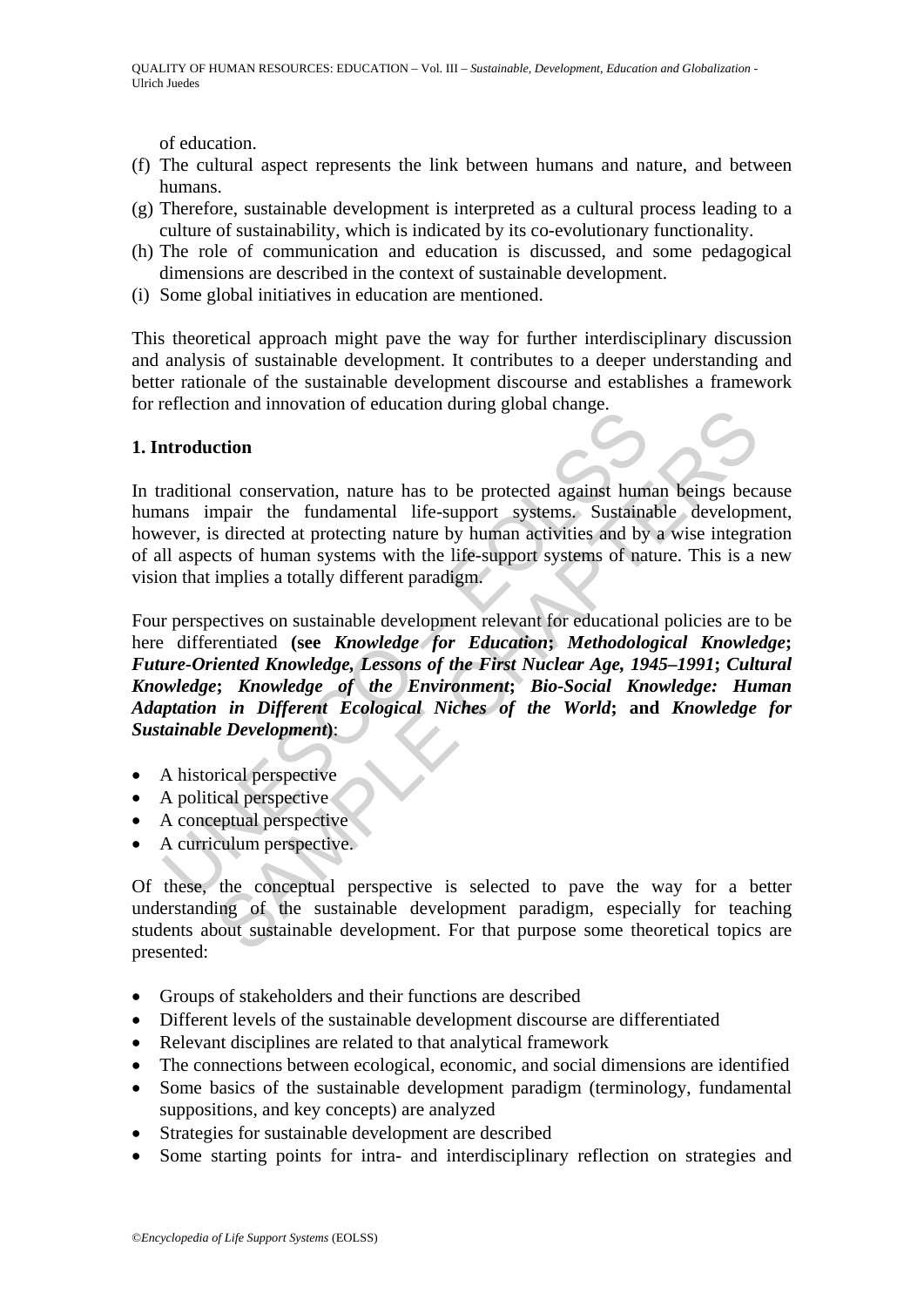of education.

(f) The cultural aspect represents the link between humans and nature, and between humans.
(g) Therefore, sustainable development is interpreted as a cultural process leading to a culture of sustainability, which is indicated by its co-evolutionary functionality.
(h) The role of communication and education is discussed, and some pedagogical dimensions are described in the context of sustainable development.
(i) Some global initiatives in education are mentioned.

This theoretical approach might pave the way for further interdisciplinary discussion and analysis of sustainable development. It contributes to a deeper understanding and better rationale of the sustainable development discourse and establishes a framework for reflection and innovation of education during global change.

## 1. Introduction

In traditional conservation, nature has to be protected against human beings because humans impair the fundamental life-support systems. Sustainable development, however, is directed at protecting nature by human activities and by a wise integration of all aspects of human systems with the life-support systems of nature. This is a new vision that implies a totally different paradigm.

Four perspectives on sustainable development relevant for educational policies are to be here differentiated **(see *Knowledge for Education*; *Methodological Knowledge*; *Future-Oriented Knowledge, Lessons of the First Nuclear Age, 1945–1991*; *Cultural Knowledge*; *Knowledge of the Environment*; *Bio-Social Knowledge: Human Adaptation in Different Ecological Niches of the World*; and *Knowledge for Sustainable Development*)**:

- A historical perspective
- A political perspective
- A conceptual perspective
- A curriculum perspective.

Of these, the conceptual perspective is selected to pave the way for a better understanding of the sustainable development paradigm, especially for teaching students about sustainable development. For that purpose some theoretical topics are presented:

- Groups of stakeholders and their functions are described
- Different levels of the sustainable development discourse are differentiated
- Relevant disciplines are related to that analytical framework
- The connections between ecological, economic, and social dimensions are identified
- Some basics of the sustainable development paradigm (terminology, fundamental suppositions, and key concepts) are analyzed
- Strategies for sustainable development are described
- Some starting points for intra- and interdisciplinary reflection on strategies and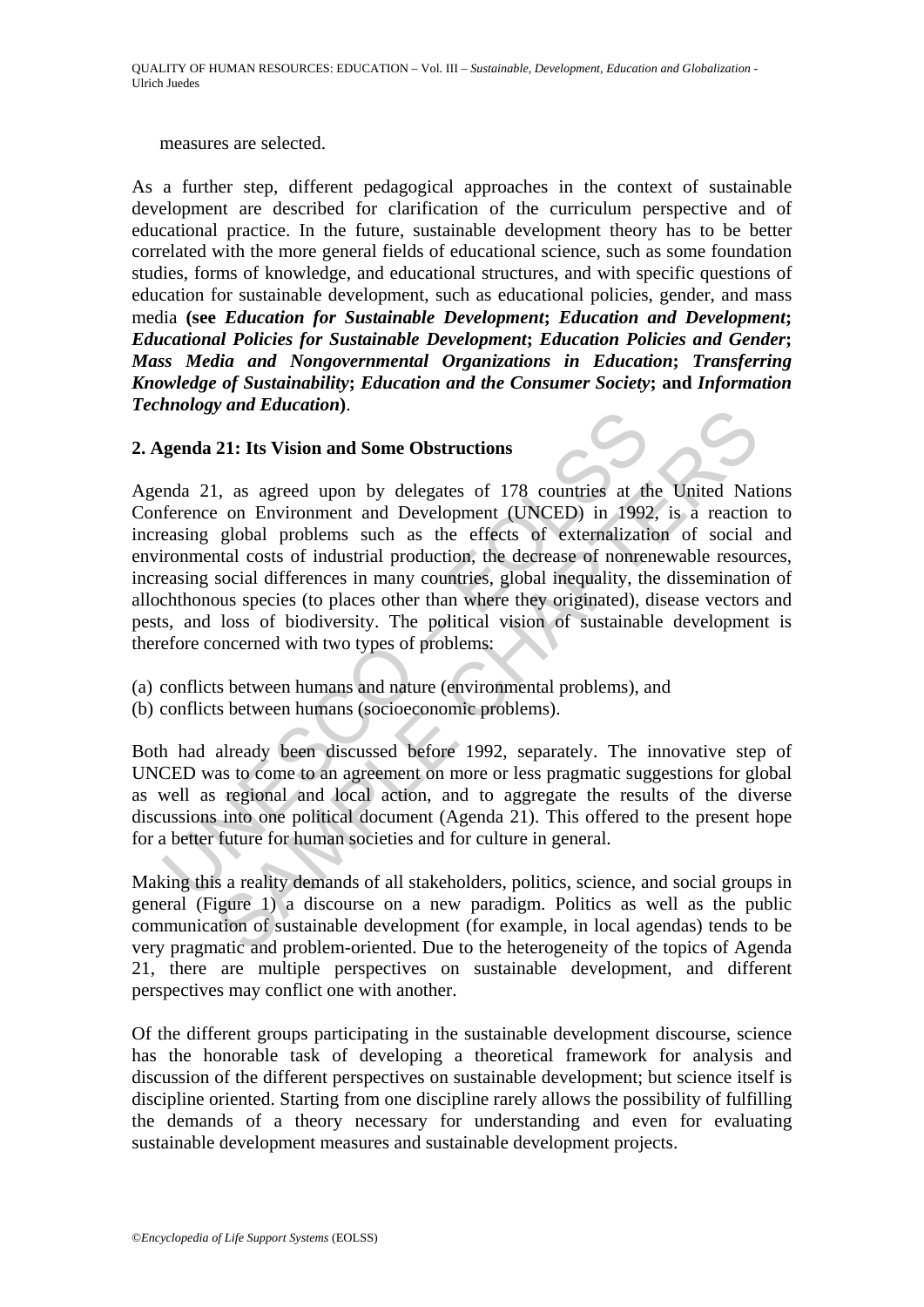measures are selected.

As a further step, different pedagogical approaches in the context of sustainable development are described for clarification of the curriculum perspective and of educational practice. In the future, sustainable development theory has to be better correlated with the more general fields of educational science, such as some foundation studies, forms of knowledge, and educational structures, and with specific questions of education for sustainable development, such as educational policies, gender, and mass media **(see *Education for Sustainable Development*; *Education and Development*; *Educational Policies for Sustainable Development*; *Education Policies and Gender*; *Mass Media and Nongovernmental Organizations in Education*; *Transferring Knowledge of Sustainability*; *Education and the Consumer Society*; and *Information Technology and Education*)**.

## 2. Agenda 21: Its Vision and Some Obstructions

Agenda 21, as agreed upon by delegates of 178 countries at the United Nations Conference on Environment and Development (UNCED) in 1992, is a reaction to increasing global problems such as the effects of externalization of social and environmental costs of industrial production, the decrease of nonrenewable resources, increasing social differences in many countries, global inequality, the dissemination of allochthonous species (to places other than where they originated), disease vectors and pests, and loss of biodiversity. The political vision of sustainable development is therefore concerned with two types of problems:

(a) conflicts between humans and nature (environmental problems), and
(b) conflicts between humans (socioeconomic problems).

Both had already been discussed before 1992, separately. The innovative step of UNCED was to come to an agreement on more or less pragmatic suggestions for global as well as regional and local action, and to aggregate the results of the diverse discussions into one political document (Agenda 21). This offered to the present hope for a better future for human societies and for culture in general.

Making this a reality demands of all stakeholders, politics, science, and social groups in general (Figure 1) a discourse on a new paradigm. Politics as well as the public communication of sustainable development (for example, in local agendas) tends to be very pragmatic and problem-oriented. Due to the heterogeneity of the topics of Agenda 21, there are multiple perspectives on sustainable development, and different perspectives may conflict one with another.

Of the different groups participating in the sustainable development discourse, science has the honorable task of developing a theoretical framework for analysis and discussion of the different perspectives on sustainable development; but science itself is discipline oriented. Starting from one discipline rarely allows the possibility of fulfilling the demands of a theory necessary for understanding and even for evaluating sustainable development measures and sustainable development projects.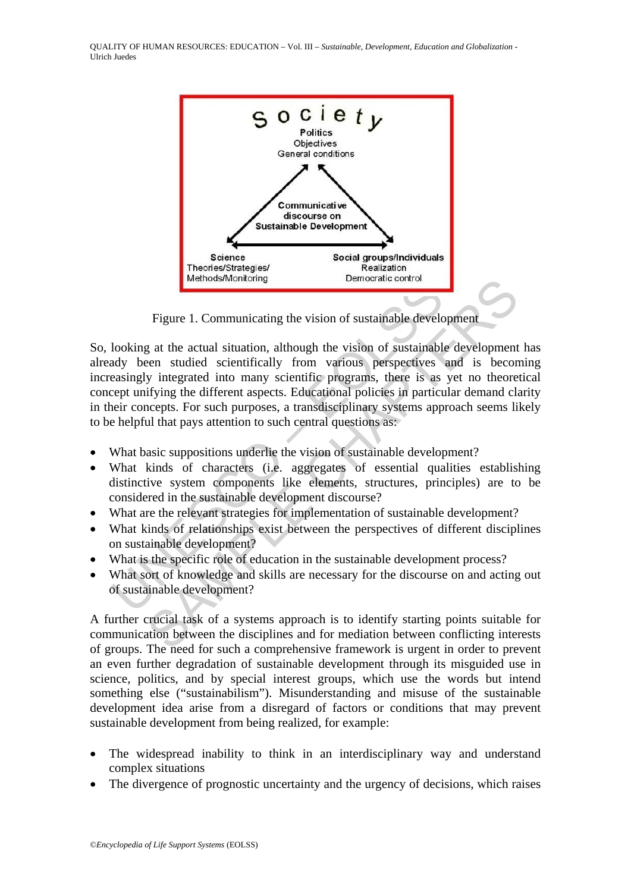Figure 1. Communicating the vision of sustainable development

So, looking at the actual situation, although the vision of sustainable development has already been studied scientifically from various perspectives and is becoming increasingly integrated into many scientific programs, there is as yet no theoretical concept unifying the different aspects. Educational policies in particular demand clarity in their concepts. For such purposes, a transdisciplinary systems approach seems likely to be helpful that pays attention to such central questions as:

- What basic suppositions underlie the vision of sustainable development?
- What kinds of characters (i.e. aggregates of essential qualities establishing distinctive system components like elements, structures, principles) are to be considered in the sustainable development discourse?
- What are the relevant strategies for implementation of sustainable development?
- What kinds of relationships exist between the perspectives of different disciplines on sustainable development?
- What is the specific role of education in the sustainable development process?
- What sort of knowledge and skills are necessary for the discourse on and acting out of sustainable development?

A further crucial task of a systems approach is to identify starting points suitable for communication between the disciplines and for mediation between conflicting interests of groups. The need for such a comprehensive framework is urgent in order to prevent an even further degradation of sustainable development through its misguided use in science, politics, and by special interest groups, which use the words but intend something else ("sustainabilism"). Misunderstanding and misuse of the sustainable development idea arise from a disregard of factors or conditions that may prevent sustainable development from being realized, for example:

- The widespread inability to think in an interdisciplinary way and understand complex situations
- The divergence of prognostic uncertainty and the urgency of decisions, which raises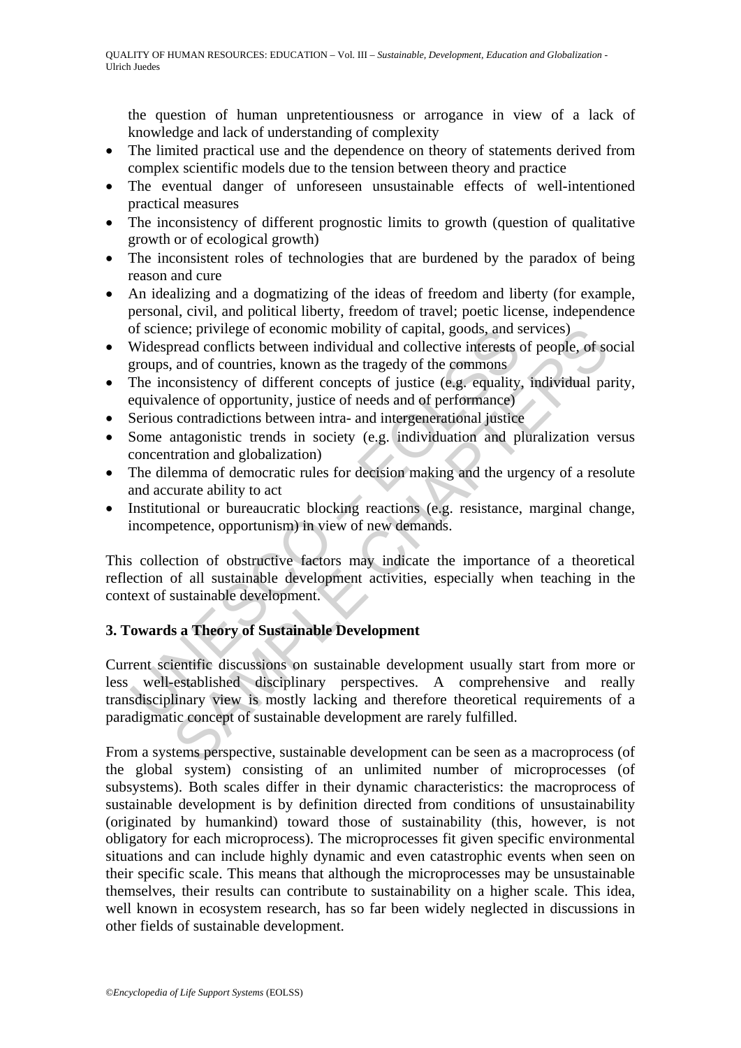the question of human unpretentiousness or arrogance in view of a lack of knowledge and lack of understanding of complexity

- The limited practical use and the dependence on theory of statements derived from complex scientific models due to the tension between theory and practice
- The eventual danger of unforeseen unsustainable effects of well-intentioned practical measures
- The inconsistency of different prognostic limits to growth (question of qualitative growth or of ecological growth)
- The inconsistent roles of technologies that are burdened by the paradox of being reason and cure
- An idealizing and a dogmatizing of the ideas of freedom and liberty (for example, personal, civil, and political liberty, freedom of travel; poetic license, independence of science; privilege of economic mobility of capital, goods, and services)
- Widespread conflicts between individual and collective interests of people, of social groups, and of countries, known as the tragedy of the commons
- The inconsistency of different concepts of justice (e.g. equality, individual parity, equivalence of opportunity, justice of needs and of performance)
- Serious contradictions between intra- and intergenerational justice
- Some antagonistic trends in society (e.g. individuation and pluralization versus concentration and globalization)
- The dilemma of democratic rules for decision making and the urgency of a resolute and accurate ability to act
- Institutional or bureaucratic blocking reactions (e.g. resistance, marginal change, incompetence, opportunism) in view of new demands.

This collection of obstructive factors may indicate the importance of a theoretical reflection of all sustainable development activities, especially when teaching in the context of sustainable development.

## 3. Towards a Theory of Sustainable Development

Current scientific discussions on sustainable development usually start from more or less well-established disciplinary perspectives. A comprehensive and really transdisciplinary view is mostly lacking and therefore theoretical requirements of a paradigmatic concept of sustainable development are rarely fulfilled.

From a systems perspective, sustainable development can be seen as a macroprocess (of the global system) consisting of an unlimited number of microprocesses (of subsystems). Both scales differ in their dynamic characteristics: the macroprocess of sustainable development is by definition directed from conditions of unsustainability (originated by humankind) toward those of sustainability (this, however, is not obligatory for each microprocess). The microprocesses fit given specific environmental situations and can include highly dynamic and even catastrophic events when seen on their specific scale. This means that although the microprocesses may be unsustainable themselves, their results can contribute to sustainability on a higher scale. This idea, well known in ecosystem research, has so far been widely neglected in discussions in other fields of sustainable development.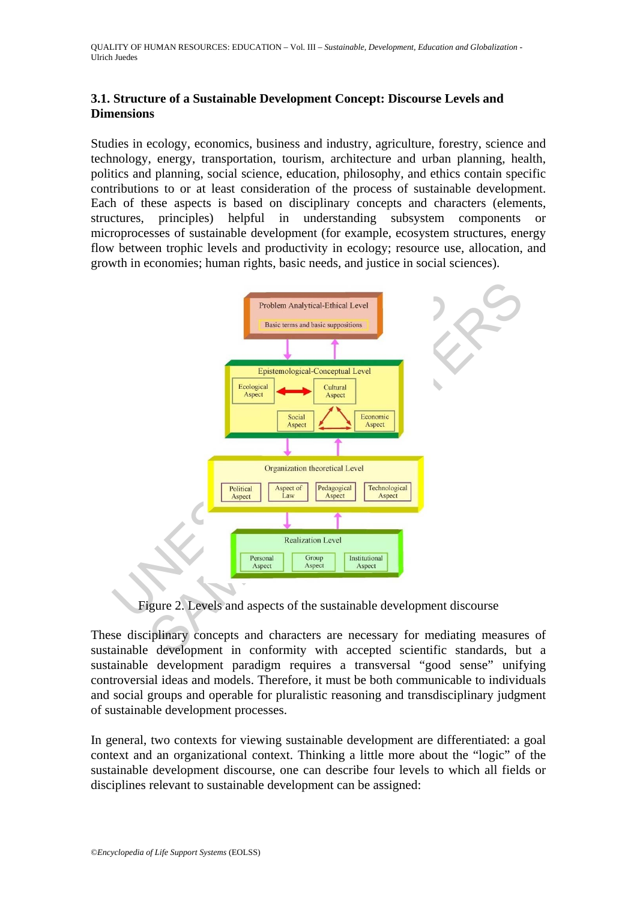### 3.1. Structure of a Sustainable Development Concept: Discourse Levels and Dimensions

Studies in ecology, economics, business and industry, agriculture, forestry, science and technology, energy, transportation, tourism, architecture and urban planning, health, politics and planning, social science, education, philosophy, and ethics contain specific contributions to or at least consideration of the process of sustainable development. Each of these aspects is based on disciplinary concepts and characters (elements, structures, principles) helpful in understanding subsystem components or microprocesses of sustainable development (for example, ecosystem structures, energy flow between trophic levels and productivity in ecology; resource use, allocation, and growth in economies; human rights, basic needs, and justice in social sciences).

Problem Analytical-Ethical Level

Basic terms and basic suppositions

Epistemological-Conceptual Level

Ecological Aspect | Cultural Aspect | Social Aspect | Economic Aspect

Organization theoretical Level

Political Aspect | Aspect of Law | Pedagogical Aspect | Technological Aspect

Realization Level

Personal Aspect | Group Aspect | Institutional Aspect

Figure 2. Levels and aspects of the sustainable development discourse

These disciplinary concepts and characters are necessary for mediating measures of sustainable development in conformity with accepted scientific standards, but a sustainable development paradigm requires a transversal "good sense" unifying controversial ideas and models. Therefore, it must be both communicable to individuals and social groups and operable for pluralistic reasoning and transdisciplinary judgment of sustainable development processes.

In general, two contexts for viewing sustainable development are differentiated: a goal context and an organizational context. Thinking a little more about the "logic" of the sustainable development discourse, one can describe four levels to which all fields or disciplines relevant to sustainable development can be assigned: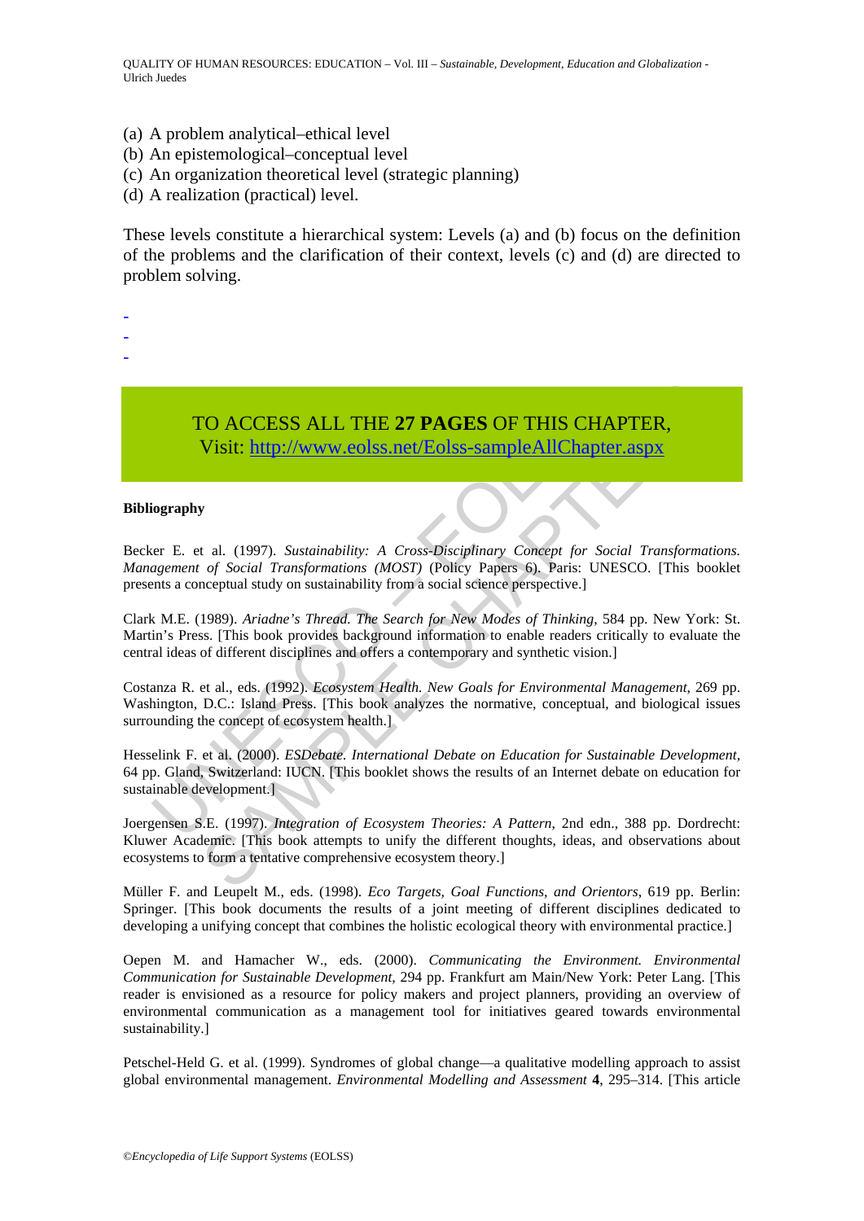(a) A problem analytical–ethical level
(b) An epistemological–conceptual level
(c) An organization theoretical level (strategic planning)
(d) A realization (practical) level.

These levels constitute a hierarchical system: Levels (a) and (b) focus on the definition of the problems and the clarification of their context, levels (c) and (d) are directed to problem solving.

-
-
-

TO ACCESS ALL THE **27 PAGES** OF THIS CHAPTER,
Visit: http://www.eolss.net/Eolss-sampleAllChapter.aspx

**Bibliography**

Becker E. et al. (1997). *Sustainability: A Cross-Disciplinary Concept for Social Transformations. Management of Social Transformations (MOST)* (Policy Papers 6). Paris: UNESCO. [This booklet presents a conceptual study on sustainability from a social science perspective.]

Clark M.E. (1989). *Ariadne's Thread. The Search for New Modes of Thinking*, 584 pp. New York: St. Martin's Press. [This book provides background information to enable readers critically to evaluate the central ideas of different disciplines and offers a contemporary and synthetic vision.]

Costanza R. et al., eds. (1992). *Ecosystem Health. New Goals for Environmental Management*, 269 pp. Washington, D.C.: Island Press. [This book analyzes the normative, conceptual, and biological issues surrounding the concept of ecosystem health.]

Hesselink F. et al. (2000). *ESDebate. International Debate on Education for Sustainable Development*, 64 pp. Gland, Switzerland: IUCN. [This booklet shows the results of an Internet debate on education for sustainable development.]

Joergensen S.E. (1997). *Integration of Ecosystem Theories: A Pattern*, 2nd edn., 388 pp. Dordrecht: Kluwer Academic. [This book attempts to unify the different thoughts, ideas, and observations about ecosystems to form a tentative comprehensive ecosystem theory.]

Müller F. and Leupelt M., eds. (1998). *Eco Targets, Goal Functions, and Orientors*, 619 pp. Berlin: Springer. [This book documents the results of a joint meeting of different disciplines dedicated to developing a unifying concept that combines the holistic ecological theory with environmental practice.]

Oepen M. and Hamacher W., eds. (2000). *Communicating the Environment. Environmental Communication for Sustainable Development*, 294 pp. Frankfurt am Main/New York: Peter Lang. [This reader is envisioned as a resource for policy makers and project planners, providing an overview of environmental communication as a management tool for initiatives geared towards environmental sustainability.]

Petschel-Held G. et al. (1999). Syndromes of global change—a qualitative modelling approach to assist global environmental management. *Environmental Modelling and Assessment* **4**, 295–314. [This article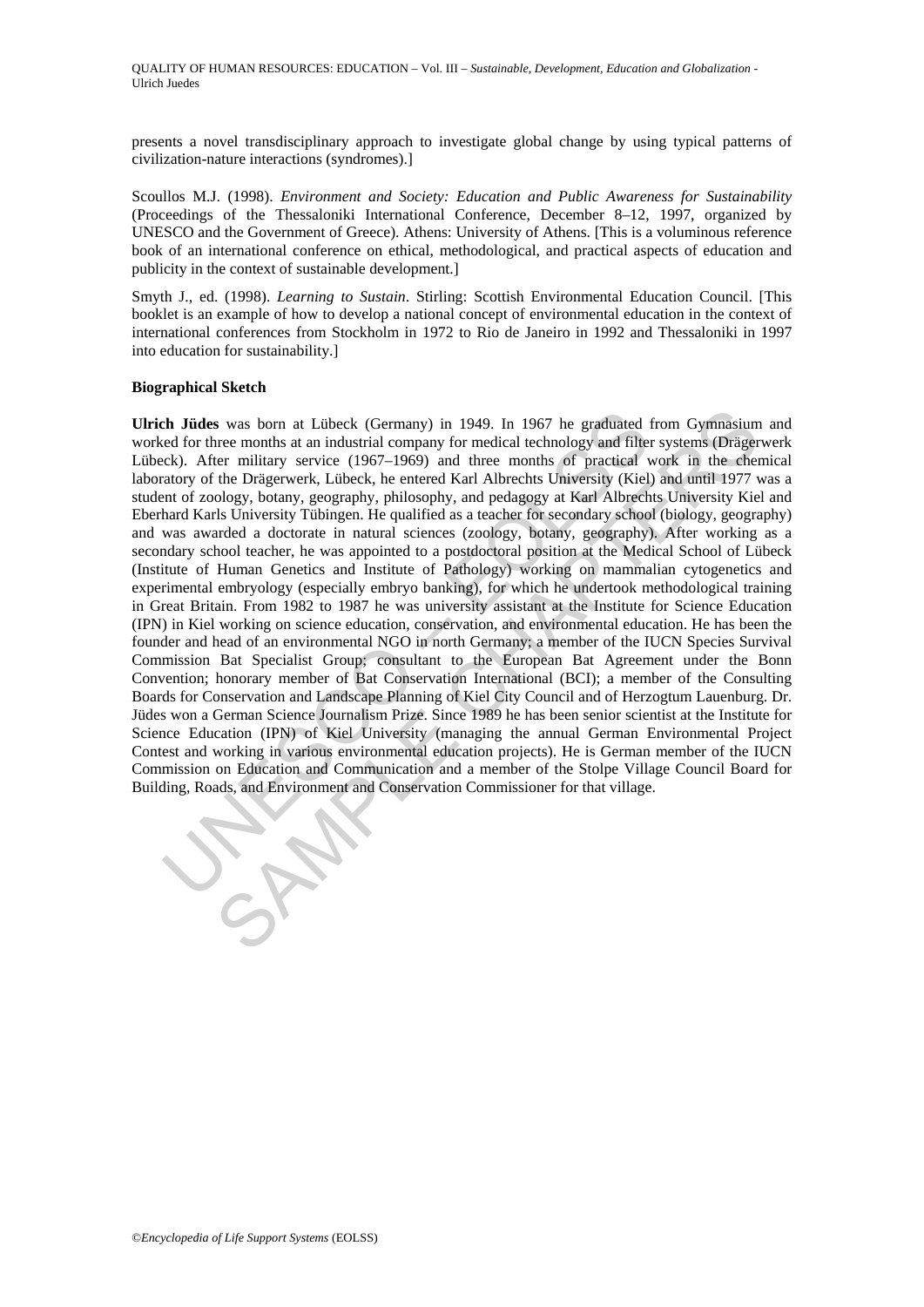presents a novel transdisciplinary approach to investigate global change by using typical patterns of civilization-nature interactions (syndromes).]

Scoullos M.J. (1998). *Environment and Society: Education and Public Awareness for Sustainability* (Proceedings of the Thessaloniki International Conference, December 8–12, 1997, organized by UNESCO and the Government of Greece). Athens: University of Athens. [This is a voluminous reference book of an international conference on ethical, methodological, and practical aspects of education and publicity in the context of sustainable development.]

Smyth J., ed. (1998). *Learning to Sustain*. Stirling: Scottish Environmental Education Council. [This booklet is an example of how to develop a national concept of environmental education in the context of international conferences from Stockholm in 1972 to Rio de Janeiro in 1992 and Thessaloniki in 1997 into education for sustainability.]

**Biographical Sketch**

**Ulrich Jüdes** was born at Lübeck (Germany) in 1949. In 1967 he graduated from Gymnasium and worked for three months at an industrial company for medical technology and filter systems (Drägerwerk Lübeck). After military service (1967–1969) and three months of practical work in the chemical laboratory of the Drägerwerk, Lübeck, he entered Karl Albrechts University (Kiel) and until 1977 was a student of zoology, botany, geography, philosophy, and pedagogy at Karl Albrechts University Kiel and Eberhard Karls University Tübingen. He qualified as a teacher for secondary school (biology, geography) and was awarded a doctorate in natural sciences (zoology, botany, geography). After working as a secondary school teacher, he was appointed to a postdoctoral position at the Medical School of Lübeck (Institute of Human Genetics and Institute of Pathology) working on mammalian cytogenetics and experimental embryology (especially embryo banking), for which he undertook methodological training in Great Britain. From 1982 to 1987 he was university assistant at the Institute for Science Education (IPN) in Kiel working on science education, conservation, and environmental education. He has been the founder and head of an environmental NGO in north Germany; a member of the IUCN Species Survival Commission Bat Specialist Group; consultant to the European Bat Agreement under the Bonn Convention; honorary member of Bat Conservation International (BCI); a member of the Consulting Boards for Conservation and Landscape Planning of Kiel City Council and of Herzogtum Lauenburg. Dr. Jüdes won a German Science Journalism Prize. Since 1989 he has been senior scientist at the Institute for Science Education (IPN) of Kiel University (managing the annual German Environmental Project Contest and working in various environmental education projects). He is German member of the IUCN Commission on Education and Communication and a member of the Stolpe Village Council Board for Building, Roads, and Environment and Conservation Commissioner for that village.